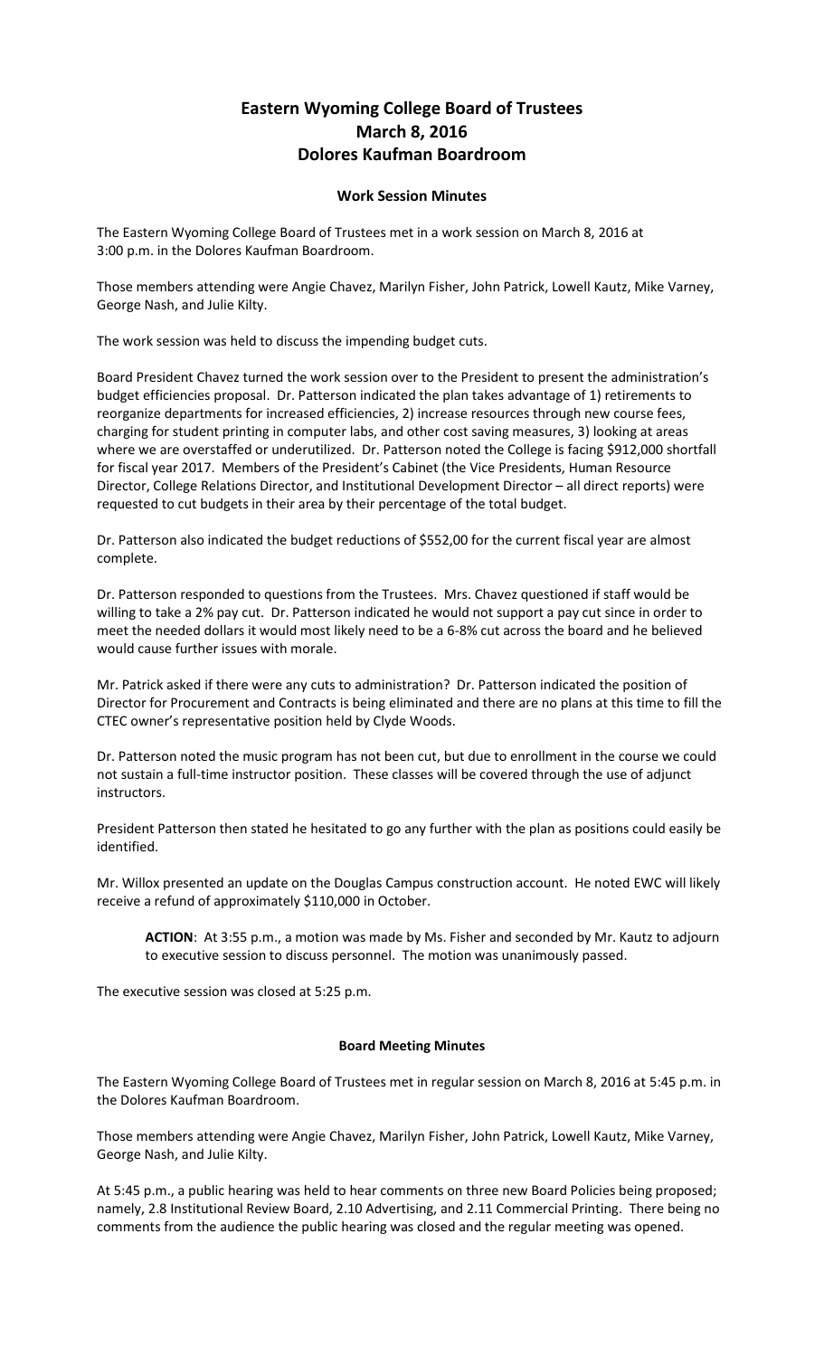# Eastern Wyoming College Board of Trustees
# March 8, 2016
# Dolores Kaufman Boardroom

## Work Session Minutes

The Eastern Wyoming College Board of Trustees met in a work session on March 8, 2016 at 3:00 p.m. in the Dolores Kaufman Boardroom.

Those members attending were Angie Chavez, Marilyn Fisher, John Patrick, Lowell Kautz, Mike Varney, George Nash, and Julie Kilty.

The work session was held to discuss the impending budget cuts.

Board President Chavez turned the work session over to the President to present the administration's budget efficiencies proposal. Dr. Patterson indicated the plan takes advantage of 1) retirements to reorganize departments for increased efficiencies, 2) increase resources through new course fees, charging for student printing in computer labs, and other cost saving measures, 3) looking at areas where we are overstaffed or underutilized. Dr. Patterson noted the College is facing $912,000 shortfall for fiscal year 2017. Members of the President's Cabinet (the Vice Presidents, Human Resource Director, College Relations Director, and Institutional Development Director – all direct reports) were requested to cut budgets in their area by their percentage of the total budget.

Dr. Patterson also indicated the budget reductions of $552,00 for the current fiscal year are almost complete.

Dr. Patterson responded to questions from the Trustees. Mrs. Chavez questioned if staff would be willing to take a 2% pay cut. Dr. Patterson indicated he would not support a pay cut since in order to meet the needed dollars it would most likely need to be a 6-8% cut across the board and he believed would cause further issues with morale.

Mr. Patrick asked if there were any cuts to administration? Dr. Patterson indicated the position of Director for Procurement and Contracts is being eliminated and there are no plans at this time to fill the CTEC owner's representative position held by Clyde Woods.

Dr. Patterson noted the music program has not been cut, but due to enrollment in the course we could not sustain a full-time instructor position. These classes will be covered through the use of adjunct instructors.

President Patterson then stated he hesitated to go any further with the plan as positions could easily be identified.

Mr. Willox presented an update on the Douglas Campus construction account. He noted EWC will likely receive a refund of approximately $110,000 in October.

> **ACTION**: At 3:55 p.m., a motion was made by Ms. Fisher and seconded by Mr. Kautz to adjourn to executive session to discuss personnel. The motion was unanimously passed.

The executive session was closed at 5:25 p.m.

## Board Meeting Minutes

The Eastern Wyoming College Board of Trustees met in regular session on March 8, 2016 at 5:45 p.m. in the Dolores Kaufman Boardroom.

Those members attending were Angie Chavez, Marilyn Fisher, John Patrick, Lowell Kautz, Mike Varney, George Nash, and Julie Kilty.

At 5:45 p.m., a public hearing was held to hear comments on three new Board Policies being proposed; namely, 2.8 Institutional Review Board, 2.10 Advertising, and 2.11 Commercial Printing. There being no comments from the audience the public hearing was closed and the regular meeting was opened.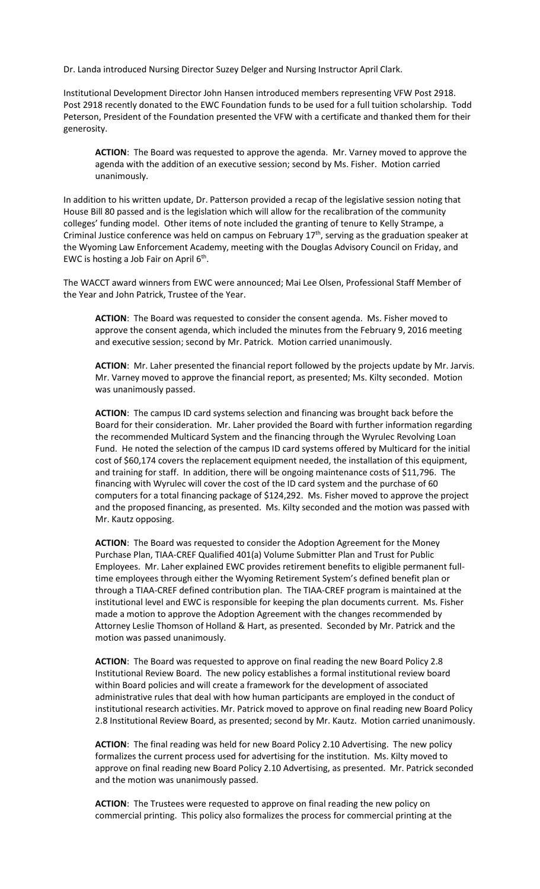Dr. Landa introduced Nursing Director Suzey Delger and Nursing Instructor April Clark.

Institutional Development Director John Hansen introduced members representing VFW Post 2918. Post 2918 recently donated to the EWC Foundation funds to be used for a full tuition scholarship. Todd Peterson, President of the Foundation presented the VFW with a certificate and thanked them for their generosity.

> **ACTION**: The Board was requested to approve the agenda. Mr. Varney moved to approve the agenda with the addition of an executive session; second by Ms. Fisher. Motion carried unanimously.

In addition to his written update, Dr. Patterson provided a recap of the legislative session noting that House Bill 80 passed and is the legislation which will allow for the recalibration of the community colleges' funding model. Other items of note included the granting of tenure to Kelly Strampe, a Criminal Justice conference was held on campus on February 17th, serving as the graduation speaker at the Wyoming Law Enforcement Academy, meeting with the Douglas Advisory Council on Friday, and EWC is hosting a Job Fair on April 6th.

The WACCT award winners from EWC were announced; Mai Lee Olsen, Professional Staff Member of the Year and John Patrick, Trustee of the Year.

> **ACTION**: The Board was requested to consider the consent agenda. Ms. Fisher moved to approve the consent agenda, which included the minutes from the February 9, 2016 meeting and executive session; second by Mr. Patrick. Motion carried unanimously.

> **ACTION**: Mr. Laher presented the financial report followed by the projects update by Mr. Jarvis. Mr. Varney moved to approve the financial report, as presented; Ms. Kilty seconded. Motion was unanimously passed.

> **ACTION**: The campus ID card systems selection and financing was brought back before the Board for their consideration. Mr. Laher provided the Board with further information regarding the recommended Multicard System and the financing through the Wyrulec Revolving Loan Fund. He noted the selection of the campus ID card systems offered by Multicard for the initial cost of $60,174 covers the replacement equipment needed, the installation of this equipment, and training for staff. In addition, there will be ongoing maintenance costs of $11,796. The financing with Wyrulec will cover the cost of the ID card system and the purchase of 60 computers for a total financing package of $124,292. Ms. Fisher moved to approve the project and the proposed financing, as presented. Ms. Kilty seconded and the motion was passed with Mr. Kautz opposing.

> **ACTION**: The Board was requested to consider the Adoption Agreement for the Money Purchase Plan, TIAA-CREF Qualified 401(a) Volume Submitter Plan and Trust for Public Employees. Mr. Laher explained EWC provides retirement benefits to eligible permanent full-time employees through either the Wyoming Retirement System's defined benefit plan or through a TIAA-CREF defined contribution plan. The TIAA-CREF program is maintained at the institutional level and EWC is responsible for keeping the plan documents current. Ms. Fisher made a motion to approve the Adoption Agreement with the changes recommended by Attorney Leslie Thomson of Holland & Hart, as presented. Seconded by Mr. Patrick and the motion was passed unanimously.

> **ACTION**: The Board was requested to approve on final reading the new Board Policy 2.8 Institutional Review Board. The new policy establishes a formal institutional review board within Board policies and will create a framework for the development of associated administrative rules that deal with how human participants are employed in the conduct of institutional research activities. Mr. Patrick moved to approve on final reading new Board Policy 2.8 Institutional Review Board, as presented; second by Mr. Kautz. Motion carried unanimously.

> **ACTION**: The final reading was held for new Board Policy 2.10 Advertising. The new policy formalizes the current process used for advertising for the institution. Ms. Kilty moved to approve on final reading new Board Policy 2.10 Advertising, as presented. Mr. Patrick seconded and the motion was unanimously passed.

> **ACTION**: The Trustees were requested to approve on final reading the new policy on commercial printing. This policy also formalizes the process for commercial printing at the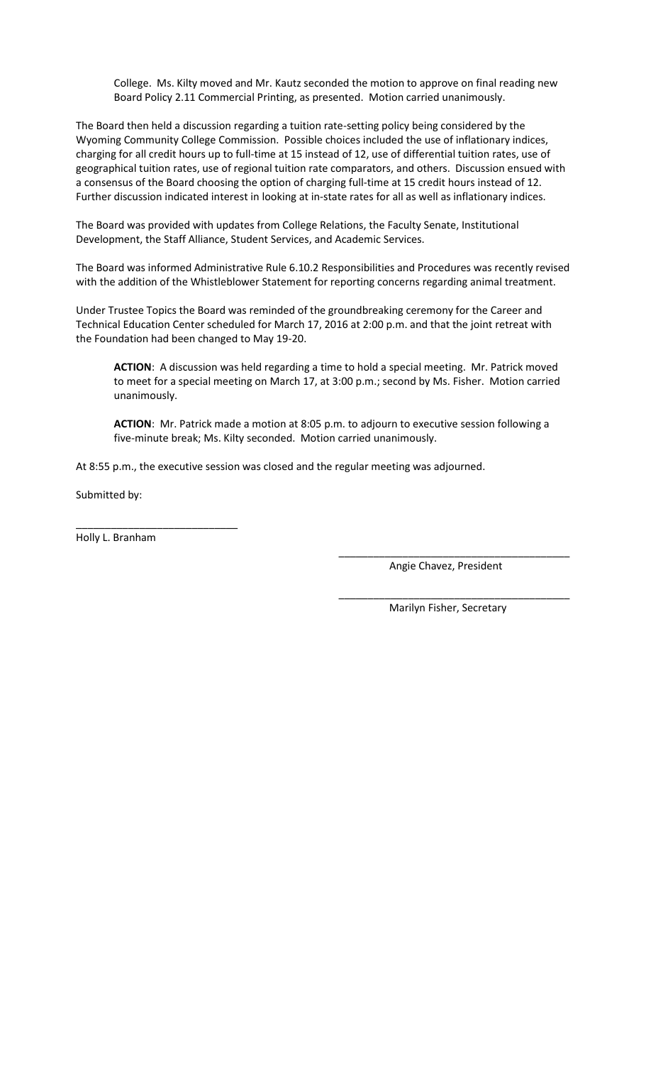College. Ms. Kilty moved and Mr. Kautz seconded the motion to approve on final reading new Board Policy 2.11 Commercial Printing, as presented. Motion carried unanimously.

The Board then held a discussion regarding a tuition rate-setting policy being considered by the Wyoming Community College Commission. Possible choices included the use of inflationary indices, charging for all credit hours up to full-time at 15 instead of 12, use of differential tuition rates, use of geographical tuition rates, use of regional tuition rate comparators, and others. Discussion ensued with a consensus of the Board choosing the option of charging full-time at 15 credit hours instead of 12. Further discussion indicated interest in looking at in-state rates for all as well as inflationary indices.

The Board was provided with updates from College Relations, the Faculty Senate, Institutional Development, the Staff Alliance, Student Services, and Academic Services.

The Board was informed Administrative Rule 6.10.2 Responsibilities and Procedures was recently revised with the addition of the Whistleblower Statement for reporting concerns regarding animal treatment.

Under Trustee Topics the Board was reminded of the groundbreaking ceremony for the Career and Technical Education Center scheduled for March 17, 2016 at 2:00 p.m. and that the joint retreat with the Foundation had been changed to May 19-20.

**ACTION**: A discussion was held regarding a time to hold a special meeting. Mr. Patrick moved to meet for a special meeting on March 17, at 3:00 p.m.; second by Ms. Fisher. Motion carried unanimously.

**ACTION**: Mr. Patrick made a motion at 8:05 p.m. to adjourn to executive session following a five-minute break; Ms. Kilty seconded. Motion carried unanimously.

At 8:55 p.m., the executive session was closed and the regular meeting was adjourned.

Submitted by:

___________________________

Holly L. Branham

________________________________________

Angie Chavez, President

________________________________________

Marilyn Fisher, Secretary